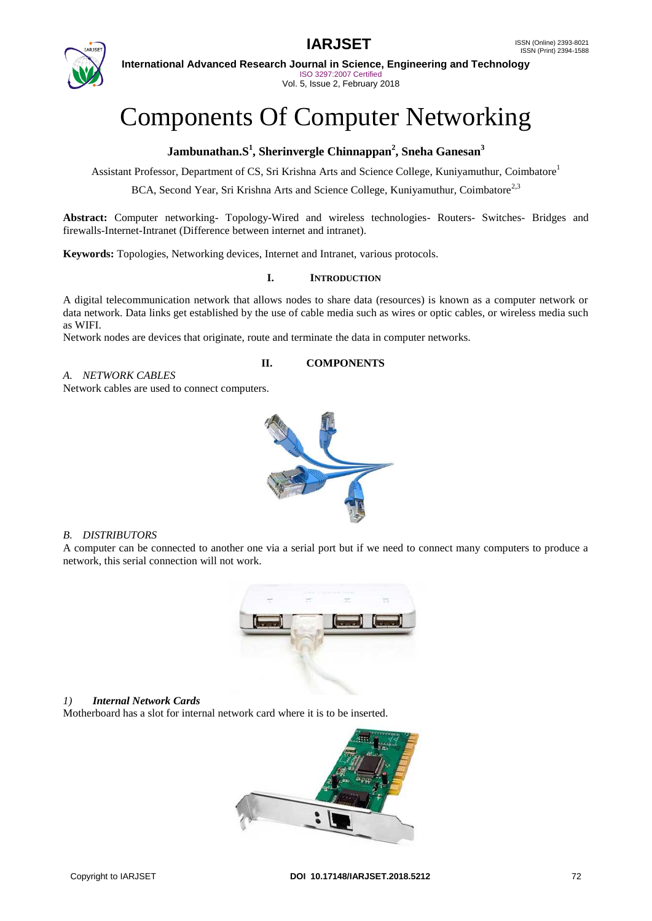# Components Of Computer Networking

**Jambunathan.S[1], Sherinvergle Chinnappan[2], Sneha Ganesan[3]**

Assistant Professor, Department of CS, Sri Krishna Arts and Science College, Kuniyamuthur, Coimbatore[1]

BCA, Second Year, Sri Krishna Arts and Science College, Kuniyamuthur, Coimbatore[2,3]

**Abstract:** Computer networking- Topology-Wired and wireless technologies- Routers- Switches- Bridges and firewalls-Internet-Intranet (Difference between internet and intranet).

**Keywords:** Topologies, Networking devices, Internet and Intranet, various protocols.

## I. INTRODUCTION

A digital telecommunication network that allows nodes to share data (resources) is known as a computer network or data network. Data links get established by the use of cable media such as wires or optic cables, or wireless media such as WIFI.

Network nodes are devices that originate, route and terminate the data in computer networks.

## II. COMPONENTS

### *A. NETWORK CABLES*

Network cables are used to connect computers.

### *B. DISTRIBUTORS*

A computer can be connected to another one via a serial port but if we need to connect many computers to produce a network, this serial connection will not work.

#### *1) **Internal Network Cards***

Motherboard has a slot for internal network card where it is to be inserted.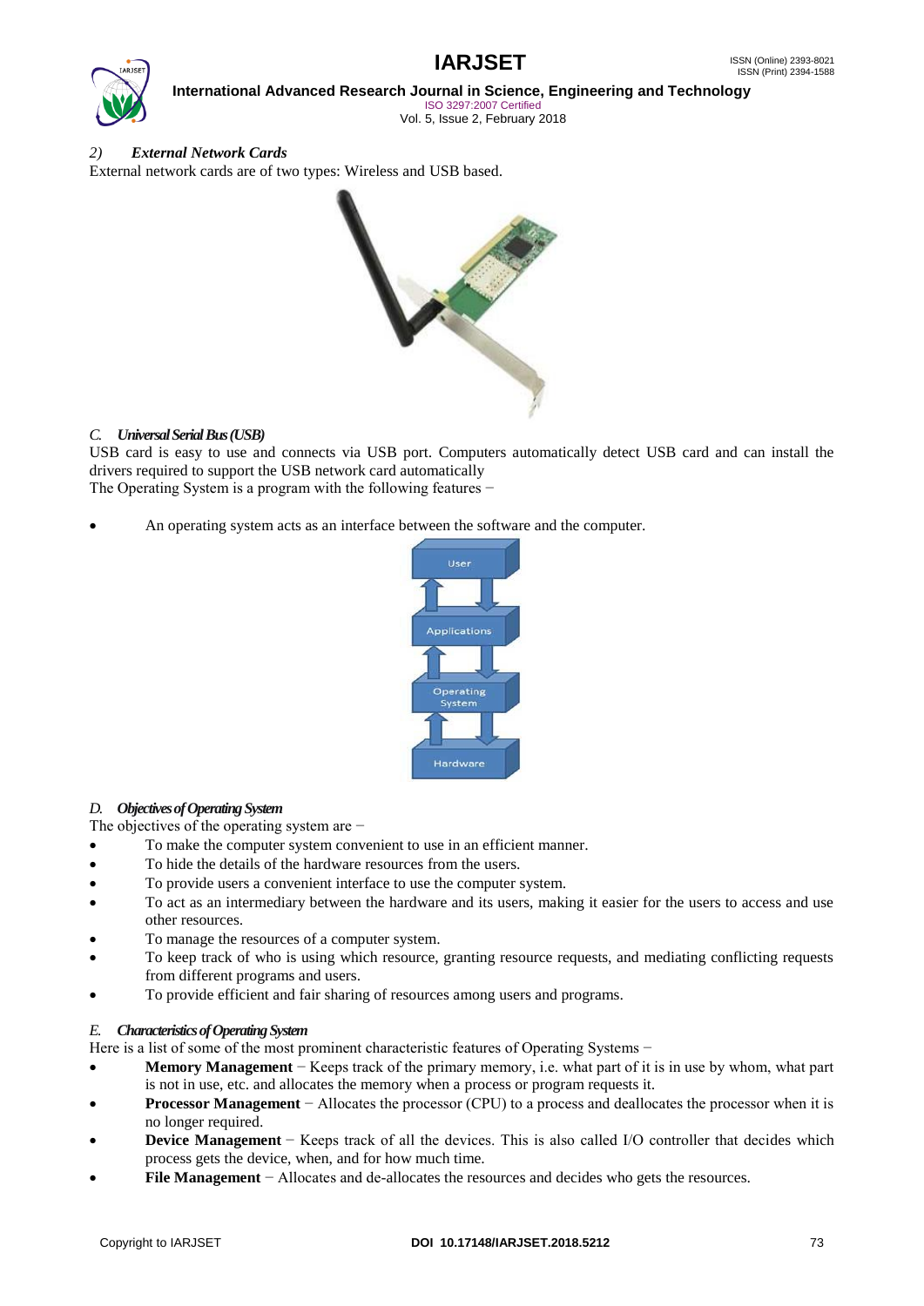*2) **External Network Cards***

External network cards are of two types: Wireless and USB based.

*C. **Universal Serial Bus (USB)***

USB card is easy to use and connects via USB port. Computers automatically detect USB card and can install the drivers required to support the USB network card automatically

The Operating System is a program with the following features −

- An operating system acts as an interface between the software and the computer.

*D. **Objectives of Operating System***

The objectives of the operating system are −

- To make the computer system convenient to use in an efficient manner.
- To hide the details of the hardware resources from the users.
- To provide users a convenient interface to use the computer system.
- To act as an intermediary between the hardware and its users, making it easier for the users to access and use other resources.
- To manage the resources of a computer system.
- To keep track of who is using which resource, granting resource requests, and mediating conflicting requests from different programs and users.
- To provide efficient and fair sharing of resources among users and programs.

*E. **Characteristics of Operating System***

Here is a list of some of the most prominent characteristic features of Operating Systems −

- **Memory Management** − Keeps track of the primary memory, i.e. what part of it is in use by whom, what part is not in use, etc. and allocates the memory when a process or program requests it.
- **Processor Management** − Allocates the processor (CPU) to a process and deallocates the processor when it is no longer required.
- **Device Management** − Keeps track of all the devices. This is also called I/O controller that decides which process gets the device, when, and for how much time.
- **File Management** − Allocates and de-allocates the resources and decides who gets the resources.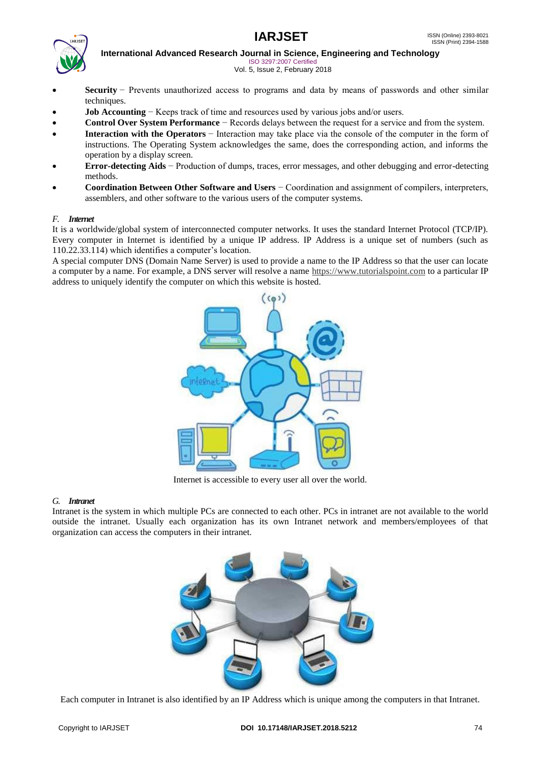- **Security** − Prevents unauthorized access to programs and data by means of passwords and other similar techniques.
- **Job Accounting** − Keeps track of time and resources used by various jobs and/or users.
- **Control Over System Performance** − Records delays between the request for a service and from the system.
- **Interaction with the Operators** − Interaction may take place via the console of the computer in the form of instructions. The Operating System acknowledges the same, does the corresponding action, and informs the operation by a display screen.
- **Error-detecting Aids** − Production of dumps, traces, error messages, and other debugging and error-detecting methods.
- **Coordination Between Other Software and Users** − Coordination and assignment of compilers, interpreters, assemblers, and other software to the various users of the computer systems.

### *F. Internet*

It is a worldwide/global system of interconnected computer networks. It uses the standard Internet Protocol (TCP/IP). Every computer in Internet is identified by a unique IP address. IP Address is a unique set of numbers (such as 110.22.33.114) which identifies a computer's location.

A special computer DNS (Domain Name Server) is used to provide a name to the IP Address so that the user can locate a computer by a name. For example, a DNS server will resolve a name https://www.tutorialspoint.com to a particular IP address to uniquely identify the computer on which this website is hosted.

Internet is accessible to every user all over the world.

### *G. Intranet*

Intranet is the system in which multiple PCs are connected to each other. PCs in intranet are not available to the world outside the intranet. Usually each organization has its own Intranet network and members/employees of that organization can access the computers in their intranet.

Each computer in Intranet is also identified by an IP Address which is unique among the computers in that Intranet.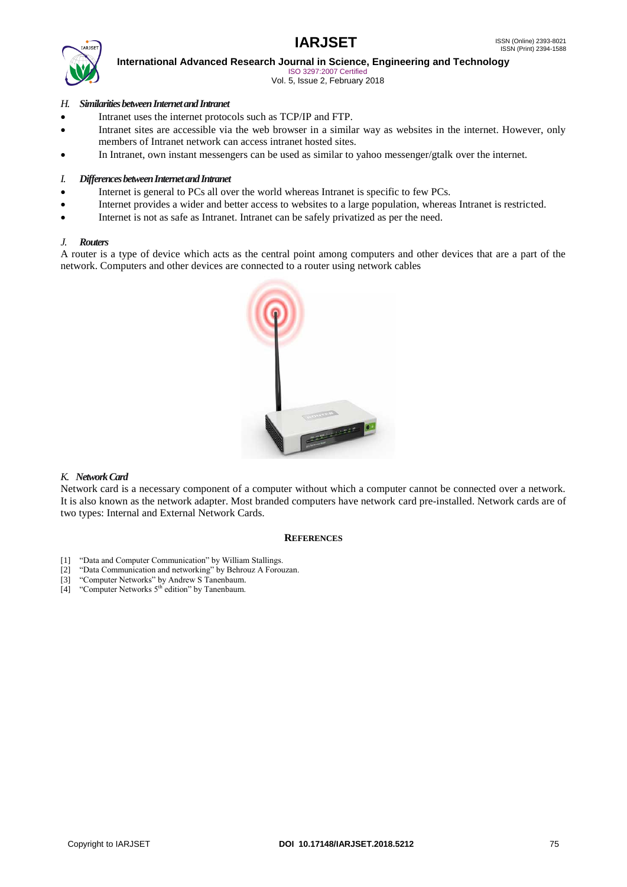### *H. Similarities between Internet and Intranet*

- Intranet uses the internet protocols such as TCP/IP and FTP.
- Intranet sites are accessible via the web browser in a similar way as websites in the internet. However, only members of Intranet network can access intranet hosted sites.
- In Intranet, own instant messengers can be used as similar to yahoo messenger/gtalk over the internet.

### *I. Differences between Internet and Intranet*

- Internet is general to PCs all over the world whereas Intranet is specific to few PCs.
- Internet provides a wider and better access to websites to a large population, whereas Intranet is restricted.
- Internet is not as safe as Intranet. Intranet can be safely privatized as per the need.

### *J. Routers*

A router is a type of device which acts as the central point among computers and other devices that are a part of the network. Computers and other devices are connected to a router using network cables

### *K. Network Card*

Network card is a necessary component of a computer without which a computer cannot be connected over a network. It is also known as the network adapter. Most branded computers have network card pre-installed. Network cards are of two types: Internal and External Network Cards.

## REFERENCES

[1] "Data and Computer Communication" by William Stallings.
[2] "Data Communication and networking" by Behrouz A Forouzan.
[3] "Computer Networks" by Andrew S Tanenbaum.
[4] "Computer Networks 5th edition" by Tanenbaum.